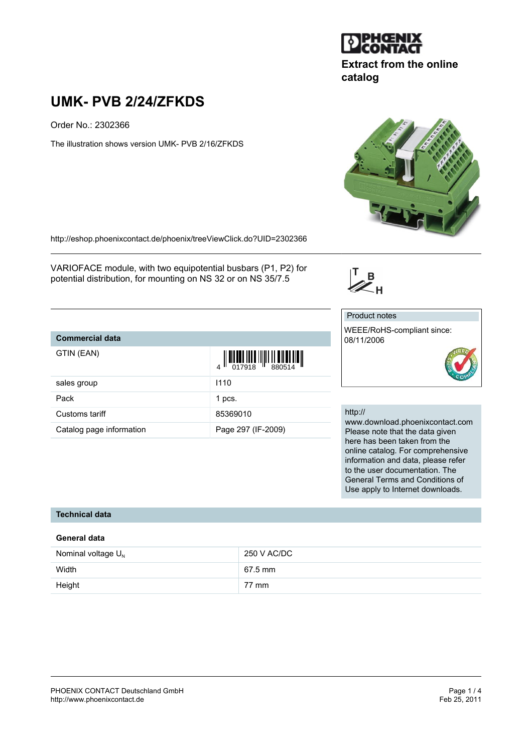Extract from the online catalog

# UMK- PVB 2/24/ZFKDS

Order No.: 2302366

The illustration shows version UMK- PVB 2/16/ZFKDS

http://eshop.phoenixcontact.de/phoenix/treeViewClick.do?UID=2302366

VARIOFACE module, with two equipotential busbars (P1, P2) for potential distribution, for mounting on NS 32 or on NS 35/7.5

| Commercial data | |
|---|---|
| GTIN (EAN) | 4 017918 880514 |
| sales group | I110 |
| Pack | 1 pcs. |
| Customs tariff | 85369010 |
| Catalog page information | Page 297 (IF-2009) |

Product notes

WEEE/RoHS-compliant since: 08/11/2006

http://www.download.phoenixcontact.com
Please note that the data given here has been taken from the online catalog. For comprehensive information and data, please refer to the user documentation. The General Terms and Conditions of Use apply to Internet downloads.

## Technical data

### General data

| | |
|---|---|
| Nominal voltage $U_N$ | 250 V AC/DC |
| Width | 67.5 mm |
| Height | 77 mm |

PHOENIX CONTACT Deutschland GmbH
http://www.phoenixcontact.de

Feb 25, 2011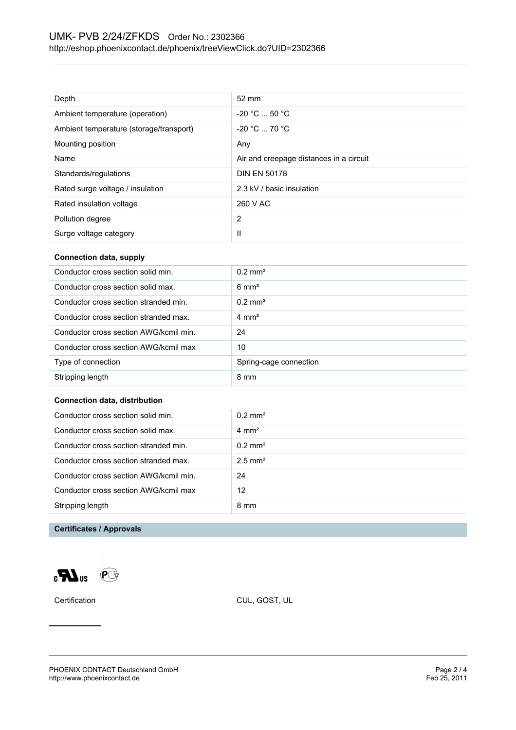| Depth | 52 mm |
| --- | --- |
| Ambient temperature (operation) | -20 °C ... 50 °C |
| Ambient temperature (storage/transport) | -20 °C ... 70 °C |
| Mounting position | Any |
| Name | Air and creepage distances in a circuit |
| Standards/regulations | DIN EN 50178 |
| Rated surge voltage / insulation | 2.3 kV / basic insulation |
| Rated insulation voltage | 260 V AC |
| Pollution degree | 2 |
| Surge voltage category | II |

**Connection data, supply**

| Conductor cross section solid min. | 0.2 mm² |
| --- | --- |
| Conductor cross section solid max. | 6 mm² |
| Conductor cross section stranded min. | 0.2 mm² |
| Conductor cross section stranded max. | 4 mm² |
| Conductor cross section AWG/kcmil min. | 24 |
| Conductor cross section AWG/kcmil max | 10 |
| Type of connection | Spring-cage connection |
| Stripping length | 8 mm |

**Connection data, distribution**

| Conductor cross section solid min. | 0.2 mm² |
| --- | --- |
| Conductor cross section solid max. | 4 mm² |
| Conductor cross section stranded min. | 0.2 mm² |
| Conductor cross section stranded max. | 2.5 mm² |
| Conductor cross section AWG/kcmil min. | 24 |
| Conductor cross section AWG/kcmil max | 12 |
| Stripping length | 8 mm |

**Certificates / Approvals**

Certification CUL, GOST, UL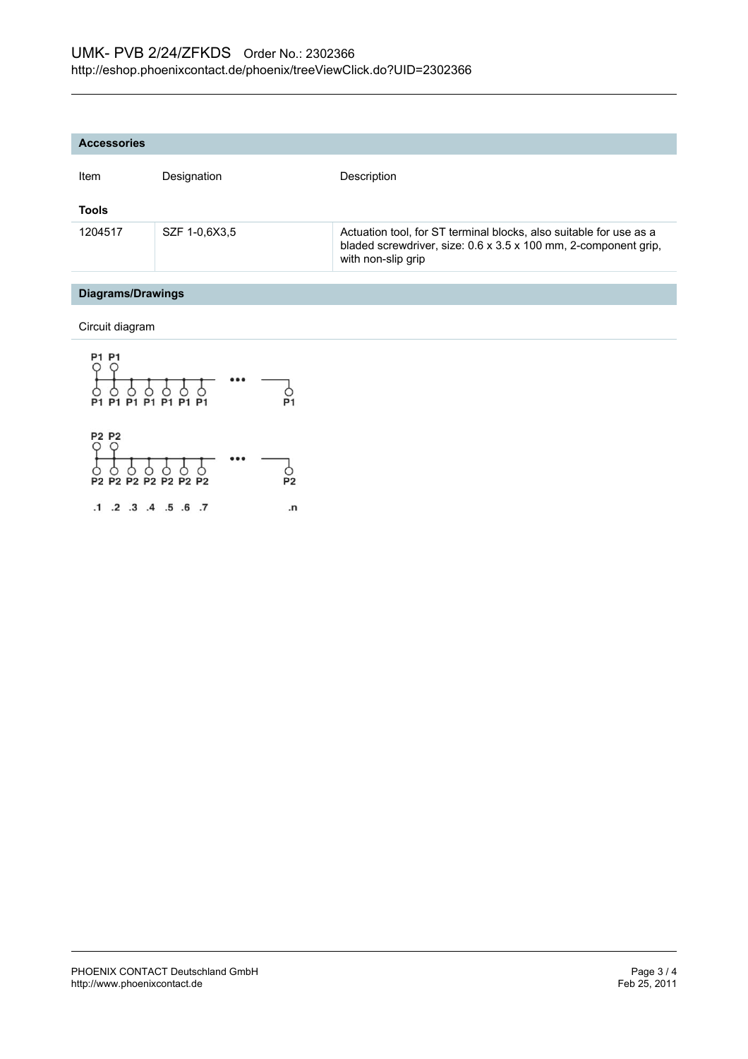## Accessories

| Item | Designation | Description |
|---|---|---|
| **Tools** | | |
| 1204517 | SZF 1-0,6X3,5 | Actuation tool, for ST terminal blocks, also suitable for use as a bladed screwdriver, size: 0.6 x 3.5 x 100 mm, 2-component grip, with non-slip grip |

## Diagrams/Drawings

Circuit diagram

P1 P1

P1 P1 P1 P1 P1 P1 P1 ••• P1

P2 P2

P2 P2 P2 P2 P2 P2 P2 ••• P2

.1 .2 .3 .4 .5 .6 .7 .n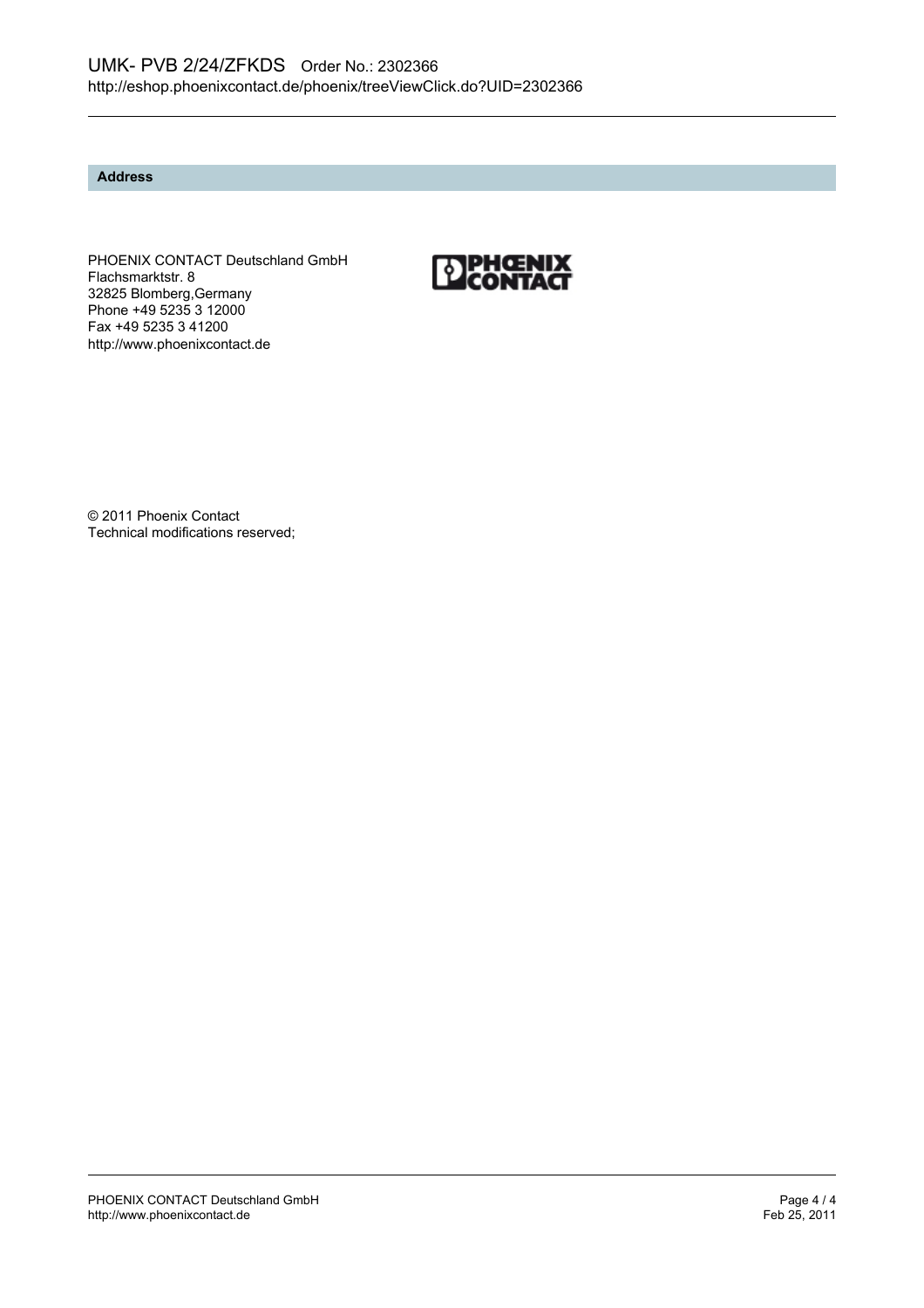## Address

PHOENIX CONTACT Deutschland GmbH
Flachsmarktstr. 8
32825 Blomberg,Germany
Phone +49 5235 3 12000
Fax +49 5235 3 41200
http://www.phoenixcontact.de

© 2011 Phoenix Contact
Technical modifications reserved;